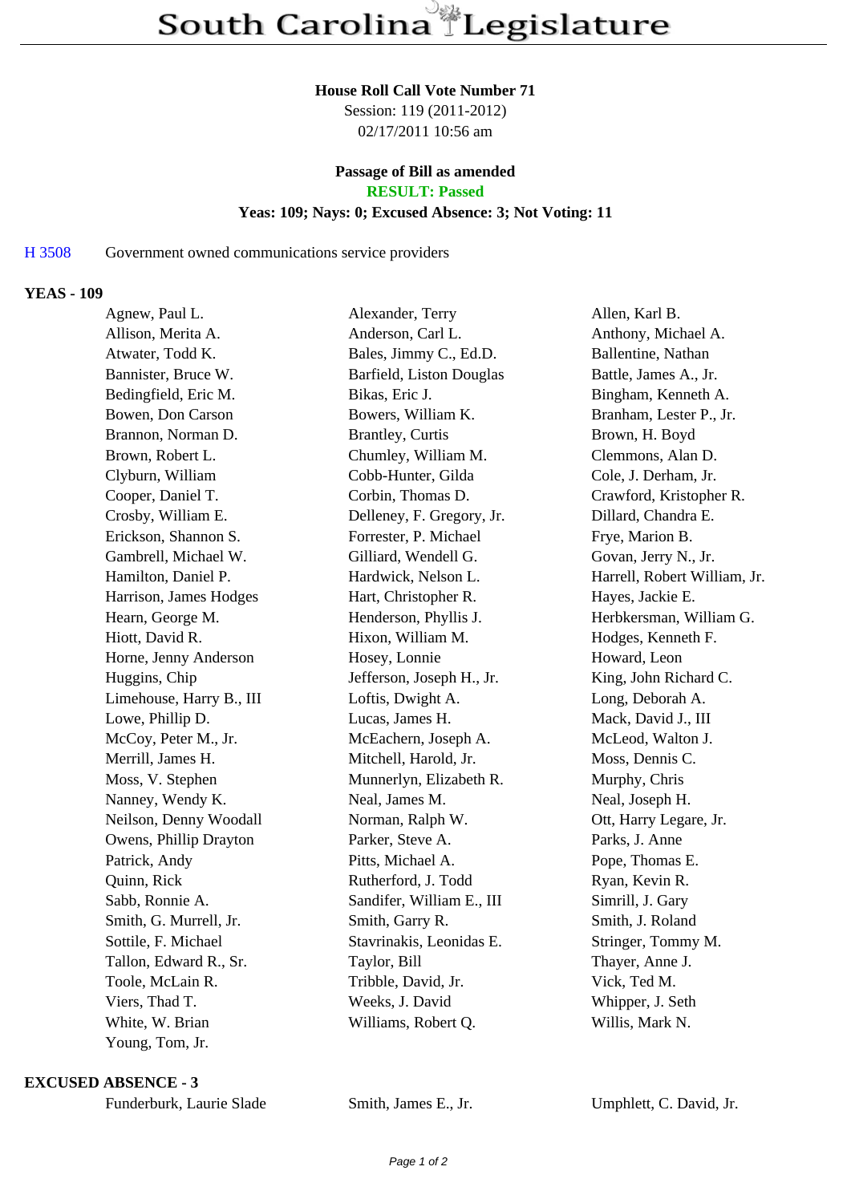# South Carolina Legislature

**House Roll Call Vote Number 71**
Session: 119 (2011-2012)
02/17/2011 10:56 am

**Passage of Bill as amended**
**RESULT: Passed**
**Yeas: 109; Nays: 0; Excused Absence: 3; Not Voting: 11**

H 3508 Government owned communications service providers

**YEAS - 109**

| | | |
|---|---|---|
| Agnew, Paul L. | Alexander, Terry | Allen, Karl B. |
| Allison, Merita A. | Anderson, Carl L. | Anthony, Michael A. |
| Atwater, Todd K. | Bales, Jimmy C., Ed.D. | Ballentine, Nathan |
| Bannister, Bruce W. | Barfield, Liston Douglas | Battle, James A., Jr. |
| Bedingfield, Eric M. | Bikas, Eric J. | Bingham, Kenneth A. |
| Bowen, Don Carson | Bowers, William K. | Branham, Lester P., Jr. |
| Brannon, Norman D. | Brantley, Curtis | Brown, H. Boyd |
| Brown, Robert L. | Chumley, William M. | Clemmons, Alan D. |
| Clyburn, William | Cobb-Hunter, Gilda | Cole, J. Derham, Jr. |
| Cooper, Daniel T. | Corbin, Thomas D. | Crawford, Kristopher R. |
| Crosby, William E. | Delleney, F. Gregory, Jr. | Dillard, Chandra E. |
| Erickson, Shannon S. | Forrester, P. Michael | Frye, Marion B. |
| Gambrell, Michael W. | Gilliard, Wendell G. | Govan, Jerry N., Jr. |
| Hamilton, Daniel P. | Hardwick, Nelson L. | Harrell, Robert William, Jr. |
| Harrison, James Hodges | Hart, Christopher R. | Hayes, Jackie E. |
| Hearn, George M. | Henderson, Phyllis J. | Herbkersman, William G. |
| Hiott, David R. | Hixon, William M. | Hodges, Kenneth F. |
| Horne, Jenny Anderson | Hosey, Lonnie | Howard, Leon |
| Huggins, Chip | Jefferson, Joseph H., Jr. | King, John Richard C. |
| Limehouse, Harry B., III | Loftis, Dwight A. | Long, Deborah A. |
| Lowe, Phillip D. | Lucas, James H. | Mack, David J., III |
| McCoy, Peter M., Jr. | McEachern, Joseph A. | McLeod, Walton J. |
| Merrill, James H. | Mitchell, Harold, Jr. | Moss, Dennis C. |
| Moss, V. Stephen | Munnerlyn, Elizabeth R. | Murphy, Chris |
| Nanney, Wendy K. | Neal, James M. | Neal, Joseph H. |
| Neilson, Denny Woodall | Norman, Ralph W. | Ott, Harry Legare, Jr. |
| Owens, Phillip Drayton | Parker, Steve A. | Parks, J. Anne |
| Patrick, Andy | Pitts, Michael A. | Pope, Thomas E. |
| Quinn, Rick | Rutherford, J. Todd | Ryan, Kevin R. |
| Sabb, Ronnie A. | Sandifer, William E., III | Simrill, J. Gary |
| Smith, G. Murrell, Jr. | Smith, Garry R. | Smith, J. Roland |
| Sottile, F. Michael | Stavrinakis, Leonidas E. | Stringer, Tommy M. |
| Tallon, Edward R., Sr. | Taylor, Bill | Thayer, Anne J. |
| Toole, McLain R. | Tribble, David, Jr. | Vick, Ted M. |
| Viers, Thad T. | Weeks, J. David | Whipper, J. Seth |
| White, W. Brian | Williams, Robert Q. | Willis, Mark N. |
| Young, Tom, Jr. | | |

**EXCUSED ABSENCE - 3**

| | | |
|---|---|---|
| Funderburk, Laurie Slade | Smith, James E., Jr. | Umphlett, C. David, Jr. |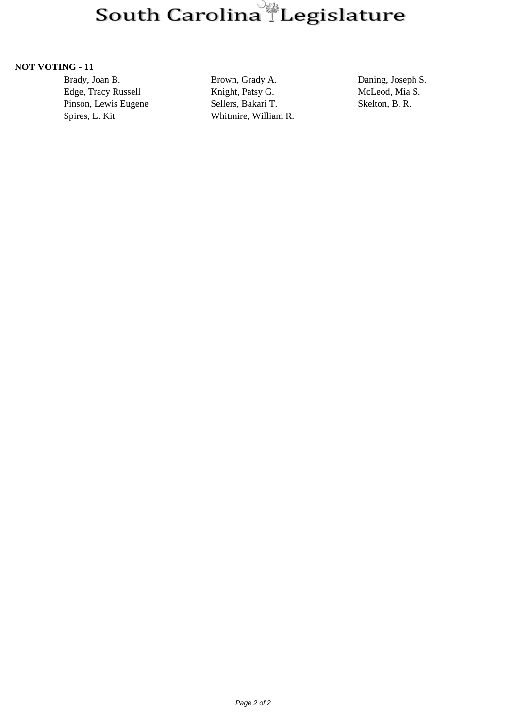**NOT VOTING - 11**

| | | |
|---|---|---|
| Brady, Joan B. | Brown, Grady A. | Daning, Joseph S. |
| Edge, Tracy Russell | Knight, Patsy G. | McLeod, Mia S. |
| Pinson, Lewis Eugene | Sellers, Bakari T. | Skelton, B. R. |
| Spires, L. Kit | Whitmire, William R. | |